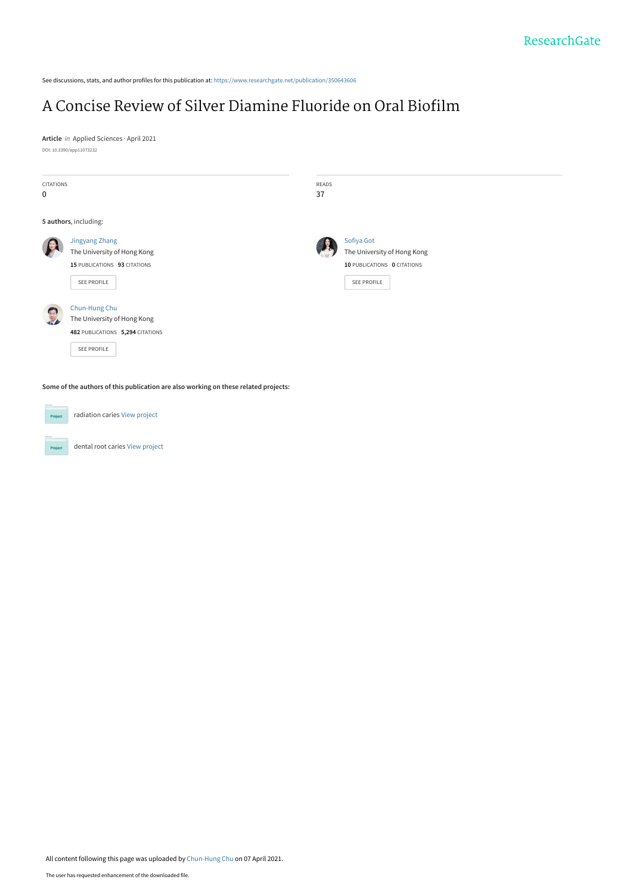ResearchGate

See discussions, stats, and author profiles for this publication at: https://www.researchgate.net/publication/350643606

# A Concise Review of Silver Diamine Fluoride on Oral Biofilm

**Article** *in* Applied Sciences · April 2021

DOI: 10.3390/app11073232

| CITATIONS | READS |
|---|---|
| 0 | 37 |

**5 authors**, including:

Jingyang Zhang
The University of Hong Kong
**15** PUBLICATIONS **93** CITATIONS
SEE PROFILE

Sofiya Got
The University of Hong Kong
**10** PUBLICATIONS **0** CITATIONS
SEE PROFILE

Chun-Hung Chu
The University of Hong Kong
**482** PUBLICATIONS **5,294** CITATIONS
SEE PROFILE

**Some of the authors of this publication are also working on these related projects:**

Project: radiation caries View project

Project: dental root caries View project

All content following this page was uploaded by Chun-Hung Chu on 07 April 2021.

The user has requested enhancement of the downloaded file.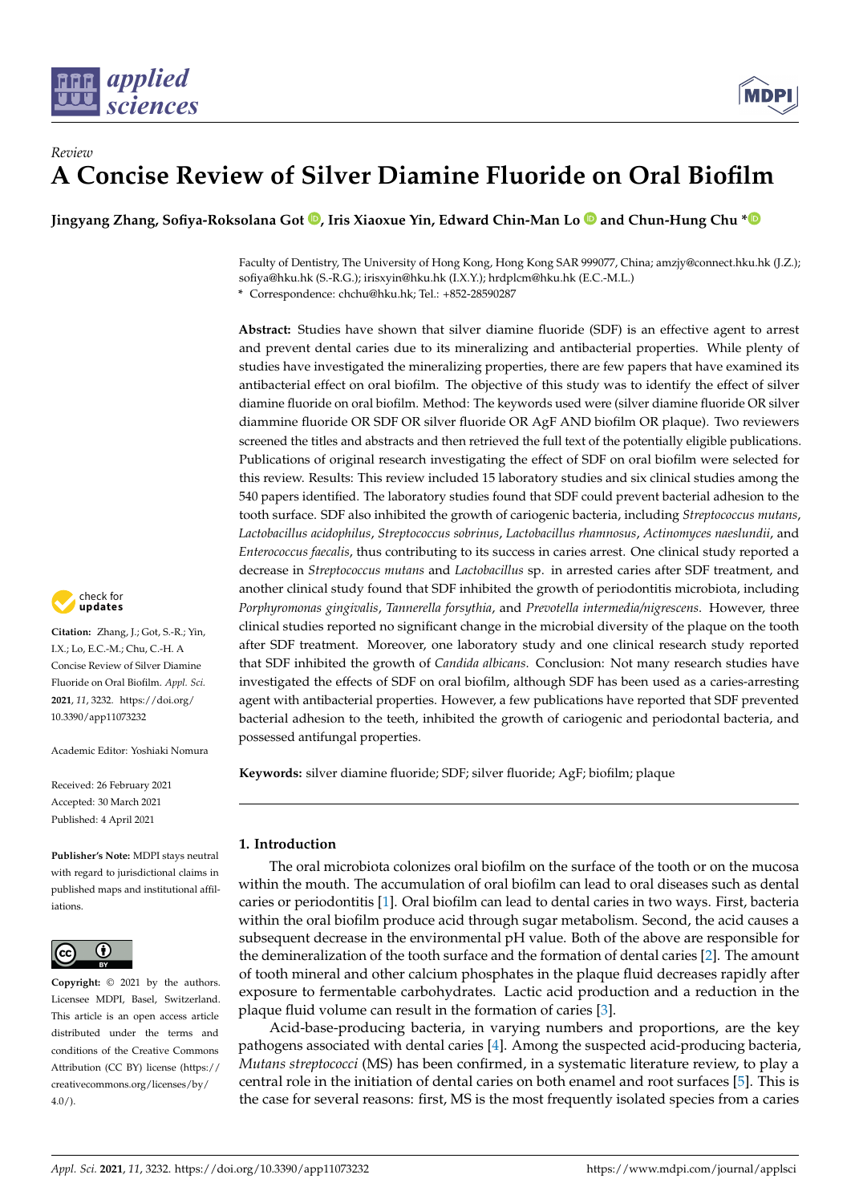Review

# A Concise Review of Silver Diamine Fluoride on Oral Biofilm

**Jingyang Zhang, Sofiya-Roksolana Got, Iris Xiaoxue Yin, Edward Chin-Man Lo and Chun-Hung Chu ***

Faculty of Dentistry, The University of Hong Kong, Hong Kong SAR 999077, China; amzjy@connect.hku.hk (J.Z.); sofiya@hku.hk (S.-R.G.); irisxyin@hku.hk (I.X.Y.); hrdplcm@hku.hk (E.C.-M.L.)
\* Correspondence: chchu@hku.hk; Tel.: +852-28590287

**Abstract:** Studies have shown that silver diamine fluoride (SDF) is an effective agent to arrest and prevent dental caries due to its mineralizing and antibacterial properties. While plenty of studies have investigated the mineralizing properties, there are few papers that have examined its antibacterial effect on oral biofilm. The objective of this study was to identify the effect of silver diamine fluoride on oral biofilm. Method: The keywords used were (silver diamine fluoride OR silver diammine fluoride OR SDF OR silver fluoride OR AgF AND biofilm OR plaque). Two reviewers screened the titles and abstracts and then retrieved the full text of the potentially eligible publications. Publications of original research investigating the effect of SDF on oral biofilm were selected for this review. Results: This review included 15 laboratory studies and six clinical studies among the 540 papers identified. The laboratory studies found that SDF could prevent bacterial adhesion to the tooth surface. SDF also inhibited the growth of cariogenic bacteria, including *Streptococcus mutans*, *Lactobacillus acidophilus*, *Streptococcus sobrinus*, *Lactobacillus rhamnosus*, *Actinomyces naeslundii*, and *Enterococcus faecalis*, thus contributing to its success in caries arrest. One clinical study reported a decrease in *Streptococcus mutans* and *Lactobacillus* sp. in arrested caries after SDF treatment, and another clinical study found that SDF inhibited the growth of periodontitis microbiota, including *Porphyromonas gingivalis*, *Tannerella forsythia*, and *Prevotella intermedia/nigrescens*. However, three clinical studies reported no significant change in the microbial diversity of the plaque on the tooth after SDF treatment. Moreover, one laboratory study and one clinical research study reported that SDF inhibited the growth of *Candida albicans*. Conclusion: Not many research studies have investigated the effects of SDF on oral biofilm, although SDF has been used as a caries-arresting agent with antibacterial properties. However, a few publications have reported that SDF prevented bacterial adhesion to the teeth, inhibited the growth of cariogenic and periodontal bacteria, and possessed antifungal properties.

**Keywords:** silver diamine fluoride; SDF; silver fluoride; AgF; biofilm; plaque

**Citation:** Zhang, J.; Got, S.-R.; Yin, I.X.; Lo, E.C.-M.; Chu, C.-H. A Concise Review of Silver Diamine Fluoride on Oral Biofilm. *Appl. Sci.* **2021**, *11*, 3232. https://doi.org/10.3390/app11073232

Academic Editor: Yoshiaki Nomura

Received: 26 February 2021
Accepted: 30 March 2021
Published: 4 April 2021

**Publisher's Note:** MDPI stays neutral with regard to jurisdictional claims in published maps and institutional affiliations.

**Copyright:** © 2021 by the authors. Licensee MDPI, Basel, Switzerland. This article is an open access article distributed under the terms and conditions of the Creative Commons Attribution (CC BY) license (https://creativecommons.org/licenses/by/4.0/).

## 1. Introduction

The oral microbiota colonizes oral biofilm on the surface of the tooth or on the mucosa within the mouth. The accumulation of oral biofilm can lead to oral diseases such as dental caries or periodontitis [1]. Oral biofilm can lead to dental caries in two ways. First, bacteria within the oral biofilm produce acid through sugar metabolism. Second, the acid causes a subsequent decrease in the environmental pH value. Both of the above are responsible for the demineralization of the tooth surface and the formation of dental caries [2]. The amount of tooth mineral and other calcium phosphates in the plaque fluid decreases rapidly after exposure to fermentable carbohydrates. Lactic acid production and a reduction in the plaque fluid volume can result in the formation of caries [3].

Acid-base-producing bacteria, in varying numbers and proportions, are the key pathogens associated with dental caries [4]. Among the suspected acid-producing bacteria, *Mutans streptococci* (MS) has been confirmed, in a systematic literature review, to play a central role in the initiation of dental caries on both enamel and root surfaces [5]. This is the case for several reasons: first, MS is the most frequently isolated species from a caries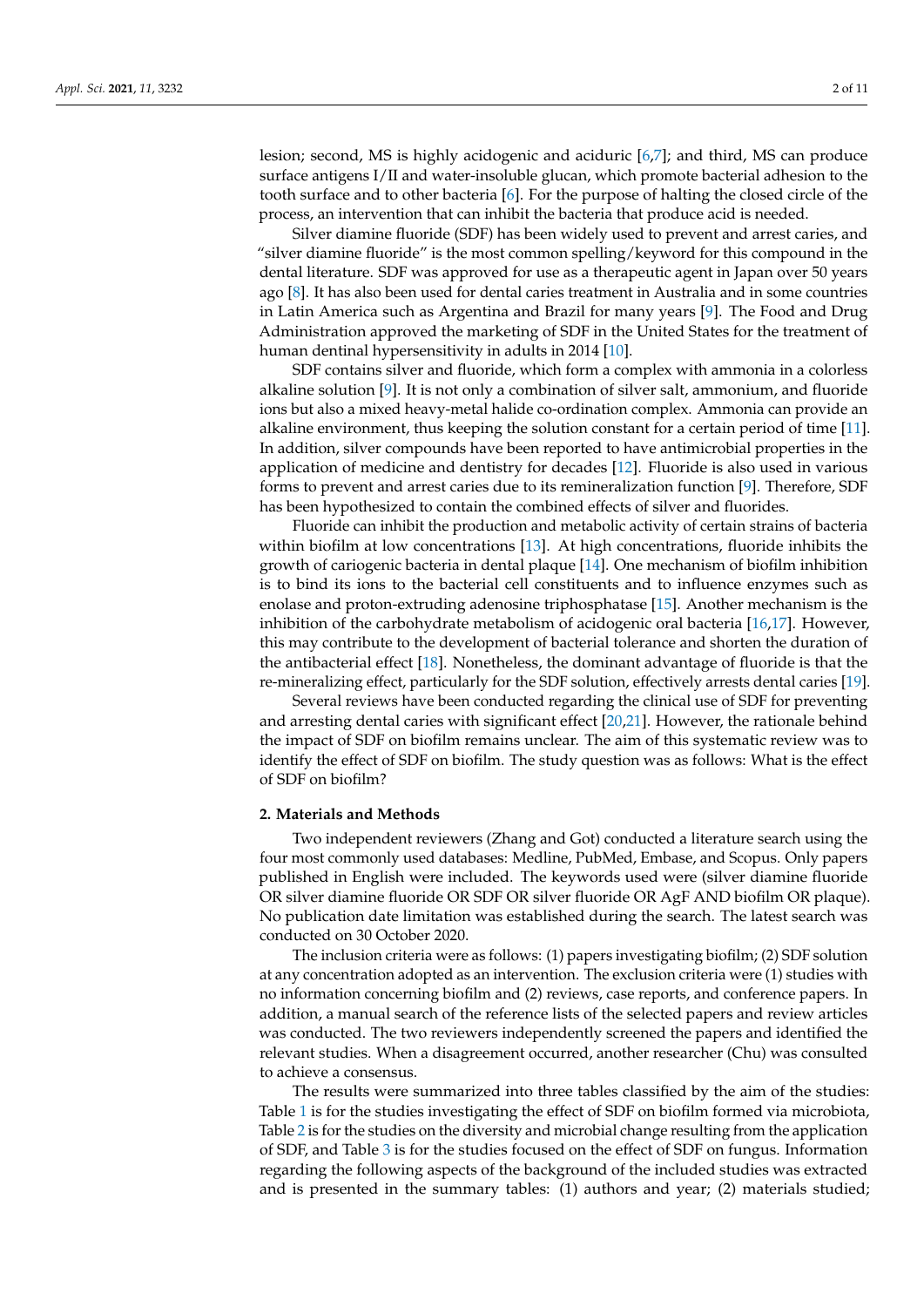lesion; second, MS is highly acidogenic and aciduric [6,7]; and third, MS can produce surface antigens I/II and water-insoluble glucan, which promote bacterial adhesion to the tooth surface and to other bacteria [6]. For the purpose of halting the closed circle of the process, an intervention that can inhibit the bacteria that produce acid is needed.

Silver diamine fluoride (SDF) has been widely used to prevent and arrest caries, and "silver diamine fluoride" is the most common spelling/keyword for this compound in the dental literature. SDF was approved for use as a therapeutic agent in Japan over 50 years ago [8]. It has also been used for dental caries treatment in Australia and in some countries in Latin America such as Argentina and Brazil for many years [9]. The Food and Drug Administration approved the marketing of SDF in the United States for the treatment of human dentinal hypersensitivity in adults in 2014 [10].

SDF contains silver and fluoride, which form a complex with ammonia in a colorless alkaline solution [9]. It is not only a combination of silver salt, ammonium, and fluoride ions but also a mixed heavy-metal halide co-ordination complex. Ammonia can provide an alkaline environment, thus keeping the solution constant for a certain period of time [11]. In addition, silver compounds have been reported to have antimicrobial properties in the application of medicine and dentistry for decades [12]. Fluoride is also used in various forms to prevent and arrest caries due to its remineralization function [9]. Therefore, SDF has been hypothesized to contain the combined effects of silver and fluorides.

Fluoride can inhibit the production and metabolic activity of certain strains of bacteria within biofilm at low concentrations [13]. At high concentrations, fluoride inhibits the growth of cariogenic bacteria in dental plaque [14]. One mechanism of biofilm inhibition is to bind its ions to the bacterial cell constituents and to influence enzymes such as enolase and proton-extruding adenosine triphosphatase [15]. Another mechanism is the inhibition of the carbohydrate metabolism of acidogenic oral bacteria [16,17]. However, this may contribute to the development of bacterial tolerance and shorten the duration of the antibacterial effect [18]. Nonetheless, the dominant advantage of fluoride is that the re-mineralizing effect, particularly for the SDF solution, effectively arrests dental caries [19].

Several reviews have been conducted regarding the clinical use of SDF for preventing and arresting dental caries with significant effect [20,21]. However, the rationale behind the impact of SDF on biofilm remains unclear. The aim of this systematic review was to identify the effect of SDF on biofilm. The study question was as follows: What is the effect of SDF on biofilm?

## 2. Materials and Methods

Two independent reviewers (Zhang and Got) conducted a literature search using the four most commonly used databases: Medline, PubMed, Embase, and Scopus. Only papers published in English were included. The keywords used were (silver diamine fluoride OR silver diamine fluoride OR SDF OR silver fluoride OR AgF AND biofilm OR plaque). No publication date limitation was established during the search. The latest search was conducted on 30 October 2020.

The inclusion criteria were as follows: (1) papers investigating biofilm; (2) SDF solution at any concentration adopted as an intervention. The exclusion criteria were (1) studies with no information concerning biofilm and (2) reviews, case reports, and conference papers. In addition, a manual search of the reference lists of the selected papers and review articles was conducted. The two reviewers independently screened the papers and identified the relevant studies. When a disagreement occurred, another researcher (Chu) was consulted to achieve a consensus.

The results were summarized into three tables classified by the aim of the studies: Table 1 is for the studies investigating the effect of SDF on biofilm formed via microbiota, Table 2 is for the studies on the diversity and microbial change resulting from the application of SDF, and Table 3 is for the studies focused on the effect of SDF on fungus. Information regarding the following aspects of the background of the included studies was extracted and is presented in the summary tables: (1) authors and year; (2) materials studied;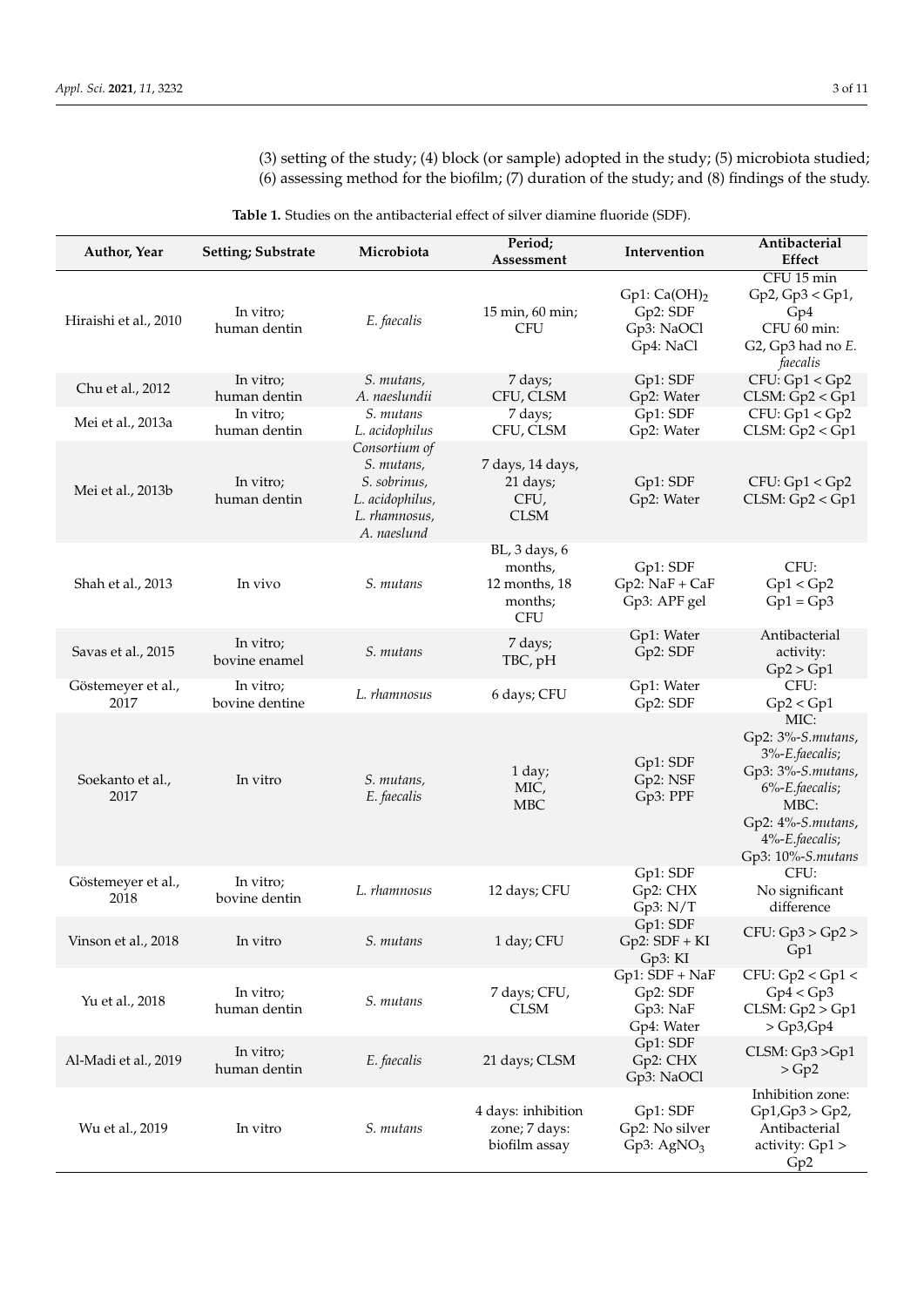(3) setting of the study; (4) block (or sample) adopted in the study; (5) microbiota studied; (6) assessing method for the biofilm; (7) duration of the study; and (8) findings of the study.

**Table 1.** Studies on the antibacterial effect of silver diamine fluoride (SDF).

| Author, Year | Setting; Substrate | Microbiota | Period; Assessment | Intervention | Antibacterial Effect |
|---|---|---|---|---|---|
| Hiraishi et al., 2010 | In vitro; human dentin | *E. faecalis* | 15 min, 60 min; CFU | Gp1: $Ca(OH)_2$ Gp2: SDF Gp3: NaOCl Gp4: NaCl | CFU 15 min Gp2, Gp3 < Gp1, Gp4 CFU 60 min: G2, Gp3 had no *E. faecalis* |
| Chu et al., 2012 | In vitro; human dentin | *S. mutans*, *A. naeslundii* | 7 days; CFU, CLSM | Gp1: SDF Gp2: Water | CFU: Gp1 < Gp2 CLSM: Gp2 < Gp1 |
| Mei et al., 2013a | In vitro; human dentin | *S. mutans* *L. acidophilus* | 7 days; CFU, CLSM | Gp1: SDF Gp2: Water | CFU: Gp1 < Gp2 CLSM: Gp2 < Gp1 |
| Mei et al., 2013b | In vitro; human dentin | *Consortium of S. mutans*, *S. sobrinus*, *L. acidophilus*, *L. rhamnosus*, *A. naeslund* | 7 days, 14 days, 21 days; CFU, CLSM | Gp1: SDF Gp2: Water | CFU: Gp1 < Gp2 CLSM: Gp2 < Gp1 |
| Shah et al., 2013 | In vivo | *S. mutans* | BL, 3 days, 6 months, 12 months, 18 months; CFU | Gp1: SDF Gp2: NaF + CaF Gp3: APF gel | CFU: Gp1 < Gp2 Gp1 = Gp3 |
| Savas et al., 2015 | In vitro; bovine enamel | *S. mutans* | 7 days; TBC, pH | Gp1: Water Gp2: SDF | Antibacterial activity: Gp2 > Gp1 |
| Göstemeyer et al., 2017 | In vitro; bovine dentine | *L. rhamnosus* | 6 days; CFU | Gp1: Water Gp2: SDF | CFU: Gp2 < Gp1 |
| Soekanto et al., 2017 | In vitro | *S. mutans*, *E. faecalis* | 1 day; MIC, MBC | Gp1: SDF Gp2: NSF Gp3: PPF | MIC: Gp2: 3%-*S.mutans*, 3%-*E.faecalis*; Gp3: 3%-*S.mutans*, 6%-*E.faecalis*; MBC: Gp2: 4%-*S.mutans*, 4%-*E.faecalis*; Gp3: 10%-*S.mutans* |
| Göstemeyer et al., 2018 | In vitro; bovine dentin | *L. rhamnosus* | 12 days; CFU | Gp1: SDF Gp2: CHX Gp3: N/T | CFU: No significant difference |
| Vinson et al., 2018 | In vitro | *S. mutans* | 1 day; CFU | Gp1: SDF Gp2: SDF + KI Gp3: KI | CFU: Gp3 > Gp2 > Gp1 |
| Yu et al., 2018 | In vitro; human dentin | *S. mutans* | 7 days; CFU, CLSM | Gp1: SDF + NaF Gp2: SDF Gp3: NaF Gp4: Water | CFU: Gp2 < Gp1 < Gp4 < Gp3 CLSM: Gp2 > Gp1 > Gp3,Gp4 |
| Al-Madi et al., 2019 | In vitro; human dentin | *E. faecalis* | 21 days; CLSM | Gp1: SDF Gp2: CHX Gp3: NaOCl | CLSM: Gp3 >Gp1 > Gp2 |
| Wu et al., 2019 | In vitro | *S. mutans* | 4 days: inhibition zone; 7 days: biofilm assay | Gp1: SDF Gp2: No silver Gp3: $AgNO_3$ | Inhibition zone: Gp1,Gp3 > Gp2, Antibacterial activity: Gp1 > Gp2 |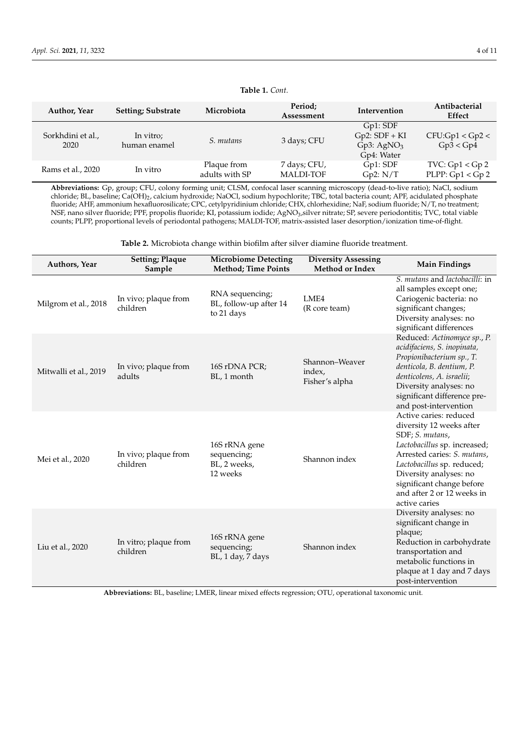**Table 1.** *Cont.*

| Author, Year | Setting; Substrate | Microbiota | Period; Assessment | Intervention | Antibacterial Effect |
|---|---|---|---|---|---|
| Sorkhdini et al., 2020 | In vitro; human enamel | *S. mutans* | 3 days; CFU | Gp1: SDF<br>Gp2: SDF + KI<br>Gp3: $AgNO_3$<br>Gp4: Water | CFU:Gp1 < Gp2 < Gp3 < Gp4 |
| Rams et al., 2020 | In vitro | Plaque from adults with SP | 7 days; CFU, MALDI-TOF | Gp1: SDF<br>Gp2: N/T | TVC: Gp1 < Gp 2<br>PLPP: Gp1 < Gp 2 |

**Abbreviations:** Gp, group; CFU, colony forming unit; CLSM, confocal laser scanning microscopy (dead-to-live ratio); NaCl, sodium chloride; BL, baseline; $Ca(OH)_2$, calcium hydroxide; NaOCl, sodium hypochlorite; TBC, total bacteria count; APF, acidulated phosphate fluoride; AHF, ammonium hexafluorosilicate; CPC, cetylpyridinium chloride; CHX, chlorhexidine; NaF, sodium fluoride; N/T, no treatment; NSF, nano silver fluoride; PPF, propolis fluoride; KI, potassium iodide; $AgNO_3$,silver nitrate; SP, severe periodontitis; TVC, total viable counts; PLPP, proportional levels of periodontal pathogens; MALDI-TOF, matrix-assisted laser desorption/ionization time-of-flight.

**Table 2.** Microbiota change within biofilm after silver diamine fluoride treatment.

| Authors, Year | Setting; Plaque Sample | Microbiome Detecting Method; Time Points | Diversity Assessing Method or Index | Main Findings |
|---|---|---|---|---|
| Milgrom et al., 2018 | In vivo; plaque from children | RNA sequencing; BL, follow-up after 14 to 21 days | LME4 (R core team) | *S. mutans* and *lactobacilli*: in all samples except one; Cariogenic bacteria: no significant changes; Diversity analyses: no significant differences |
| Mitwalli et al., 2019 | In vivo; plaque from adults | 16S rDNA PCR; BL, 1 month | Shannon–Weaver index, Fisher's alpha | Reduced: *Actinomyce sp., P. acidifaciens, S. inopinata, Propionibacterium sp., T. denticola, B. dentium, P. denticolens, A. israelii*; Diversity analyses: no significant difference pre- and post-intervention |
| Mei et al., 2020 | In vivo; plaque from children | 16S rRNA gene sequencing; BL, 2 weeks, 12 weeks | Shannon index | Active caries: reduced diversity 12 weeks after SDF; *S. mutans*, *Lactobacillus* sp. increased; Arrested caries: *S. mutans*, *Lactobacillus* sp. reduced; Diversity analyses: no significant change before and after 2 or 12 weeks in active caries |
| Liu et al., 2020 | In vitro; plaque from children | 16S rRNA gene sequencing; BL, 1 day, 7 days | Shannon index | Diversity analyses: no significant change in plaque; Reduction in carbohydrate transportation and metabolic functions in plaque at 1 day and 7 days post-intervention |

**Abbreviations:** BL, baseline; LMER, linear mixed effects regression; OTU, operational taxonomic unit.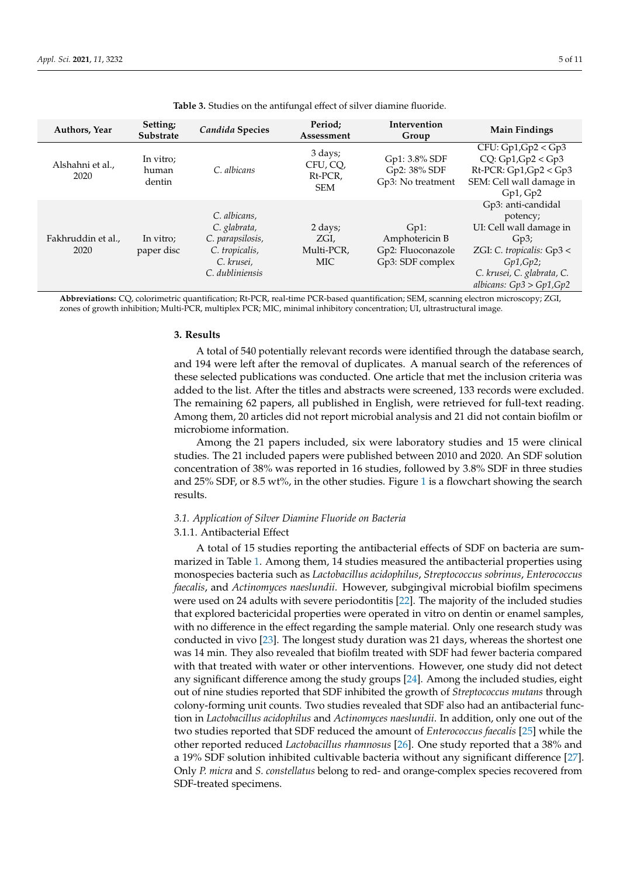**Table 3.** Studies on the antifungal effect of silver diamine fluoride.

| Authors, Year | Setting; Substrate | *Candida* Species | Period; Assessment | Intervention Group | Main Findings |
|---|---|---|---|---|---|
| Alshahni et al., 2020 | In vitro; human dentin | *C. albicans* | 3 days; CFU, CQ, Rt-PCR, SEM | Gp1: 3.8% SDF<br>Gp2: 38% SDF<br>Gp3: No treatment | CFU: Gp1,Gp2 < Gp3<br>CQ: Gp1,Gp2 < Gp3<br>Rt-PCR: Gp1,Gp2 < Gp3<br>SEM: Cell wall damage in Gp1, Gp2 |
| Fakhruddin et al., 2020 | In vitro; paper disc | *C. albicans*, *C. glabrata*, *C. parapsilosis*, *C. tropicalis*, *C. krusei*, *C. dubliniensis* | 2 days; ZGI, Multi-PCR, MIC | Gp1: Amphotericin B<br>Gp2: Fluoconazole<br>Gp3: SDF complex | Gp3: anti-candidal potency;<br>UI: Cell wall damage in Gp3;<br>ZGI: *C. tropicalis:* Gp3 < *Gp1,Gp2*;<br>*C. krusei, C. glabrata, C. albicans: Gp3 > Gp1,Gp2* |

**Abbreviations:** CQ, colorimetric quantification; Rt-PCR, real-time PCR-based quantification; SEM, scanning electron microscopy; ZGI, zones of growth inhibition; Multi-PCR, multiplex PCR; MIC, minimal inhibitory concentration; UI, ultrastructural image.

## 3. Results

A total of 540 potentially relevant records were identified through the database search, and 194 were left after the removal of duplicates. A manual search of the references of these selected publications was conducted. One article that met the inclusion criteria was added to the list. After the titles and abstracts were screened, 133 records were excluded. The remaining 62 papers, all published in English, were retrieved for full-text reading. Among them, 20 articles did not report microbial analysis and 21 did not contain biofilm or microbiome information.

Among the 21 papers included, six were laboratory studies and 15 were clinical studies. The 21 included papers were published between 2010 and 2020. An SDF solution concentration of 38% was reported in 16 studies, followed by 3.8% SDF in three studies and 25% SDF, or 8.5 wt%, in the other studies. Figure 1 is a flowchart showing the search results.

### *3.1. Application of Silver Diamine Fluoride on Bacteria*

#### 3.1.1. Antibacterial Effect

A total of 15 studies reporting the antibacterial effects of SDF on bacteria are summarized in Table 1. Among them, 14 studies measured the antibacterial properties using monospecies bacteria such as *Lactobacillus acidophilus*, *Streptococcus sobrinus*, *Enterococcus faecalis*, and *Actinomyces naeslundii*. However, subgingival microbial biofilm specimens were used on 24 adults with severe periodontitis [22]. The majority of the included studies that explored bactericidal properties were operated in vitro on dentin or enamel samples, with no difference in the effect regarding the sample material. Only one research study was conducted in vivo [23]. The longest study duration was 21 days, whereas the shortest one was 14 min. They also revealed that biofilm treated with SDF had fewer bacteria compared with that treated with water or other interventions. However, one study did not detect any significant difference among the study groups [24]. Among the included studies, eight out of nine studies reported that SDF inhibited the growth of *Streptococcus mutans* through colony-forming unit counts. Two studies revealed that SDF also had an antibacterial function in *Lactobacillus acidophilus* and *Actinomyces naeslundii*. In addition, only one out of the two studies reported that SDF reduced the amount of *Enterococcus faecalis* [25] while the other reported reduced *Lactobacillus rhamnosus* [26]. One study reported that a 38% and a 19% SDF solution inhibited cultivable bacteria without any significant difference [27]. Only *P. micra* and *S. constellatus* belong to red- and orange-complex species recovered from SDF-treated specimens.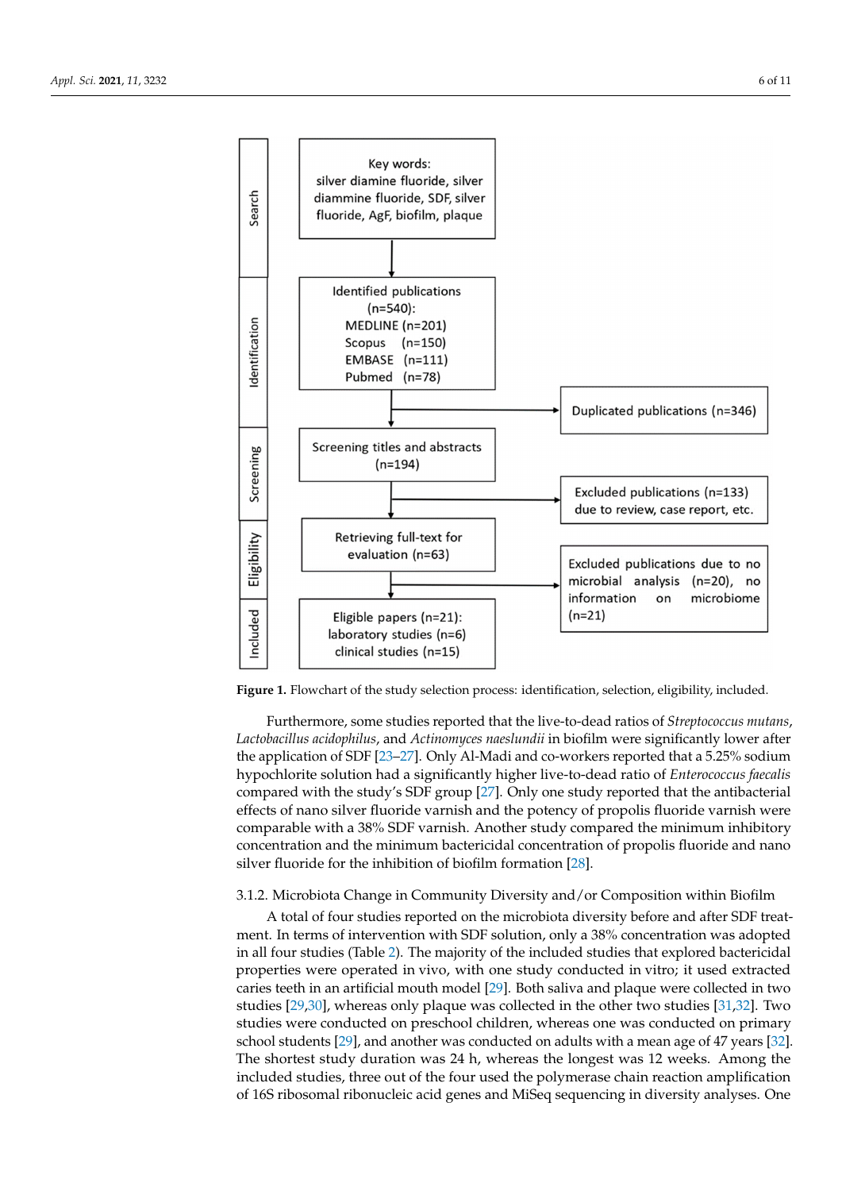Search

Key words:
silver diamine fluoride, silver diammine fluoride, SDF, silver fluoride, AgF, biofilm, plaque

Identification

Identified publications (n=540):
MEDLINE (n=201)
Scopus (n=150)
EMBASE (n=111)
Pubmed (n=78)

Duplicated publications (n=346)

Screening

Screening titles and abstracts (n=194)

Excluded publications (n=133) due to review, case report, etc.

Eligibility

Retrieving full-text for evaluation (n=63)

Excluded publications due to no microbial analysis (n=20), no information on microbiome (n=21)

Included

Eligible papers (n=21):
laboratory studies (n=6)
clinical studies (n=15)

**Figure 1.** Flowchart of the study selection process: identification, selection, eligibility, included.

Furthermore, some studies reported that the live-to-dead ratios of *Streptococcus mutans*, *Lactobacillus acidophilus*, and *Actinomyces naeslundii* in biofilm were significantly lower after the application of SDF [23–27]. Only Al-Madi and co-workers reported that a 5.25% sodium hypochlorite solution had a significantly higher live-to-dead ratio of *Enterococcus faecalis* compared with the study's SDF group [27]. Only one study reported that the antibacterial effects of nano silver fluoride varnish and the potency of propolis fluoride varnish were comparable with a 38% SDF varnish. Another study compared the minimum inhibitory concentration and the minimum bactericidal concentration of propolis fluoride and nano silver fluoride for the inhibition of biofilm formation [28].

### 3.1.2. Microbiota Change in Community Diversity and/or Composition within Biofilm

A total of four studies reported on the microbiota diversity before and after SDF treatment. In terms of intervention with SDF solution, only a 38% concentration was adopted in all four studies (Table 2). The majority of the included studies that explored bactericidal properties were operated in vivo, with one study conducted in vitro; it used extracted caries teeth in an artificial mouth model [29]. Both saliva and plaque were collected in two studies [29,30], whereas only plaque was collected in the other two studies [31,32]. Two studies were conducted on preschool children, whereas one was conducted on primary school students [29], and another was conducted on adults with a mean age of 47 years [32]. The shortest study duration was 24 h, whereas the longest was 12 weeks. Among the included studies, three out of the four used the polymerase chain reaction amplification of 16S ribosomal ribonucleic acid genes and MiSeq sequencing in diversity analyses. One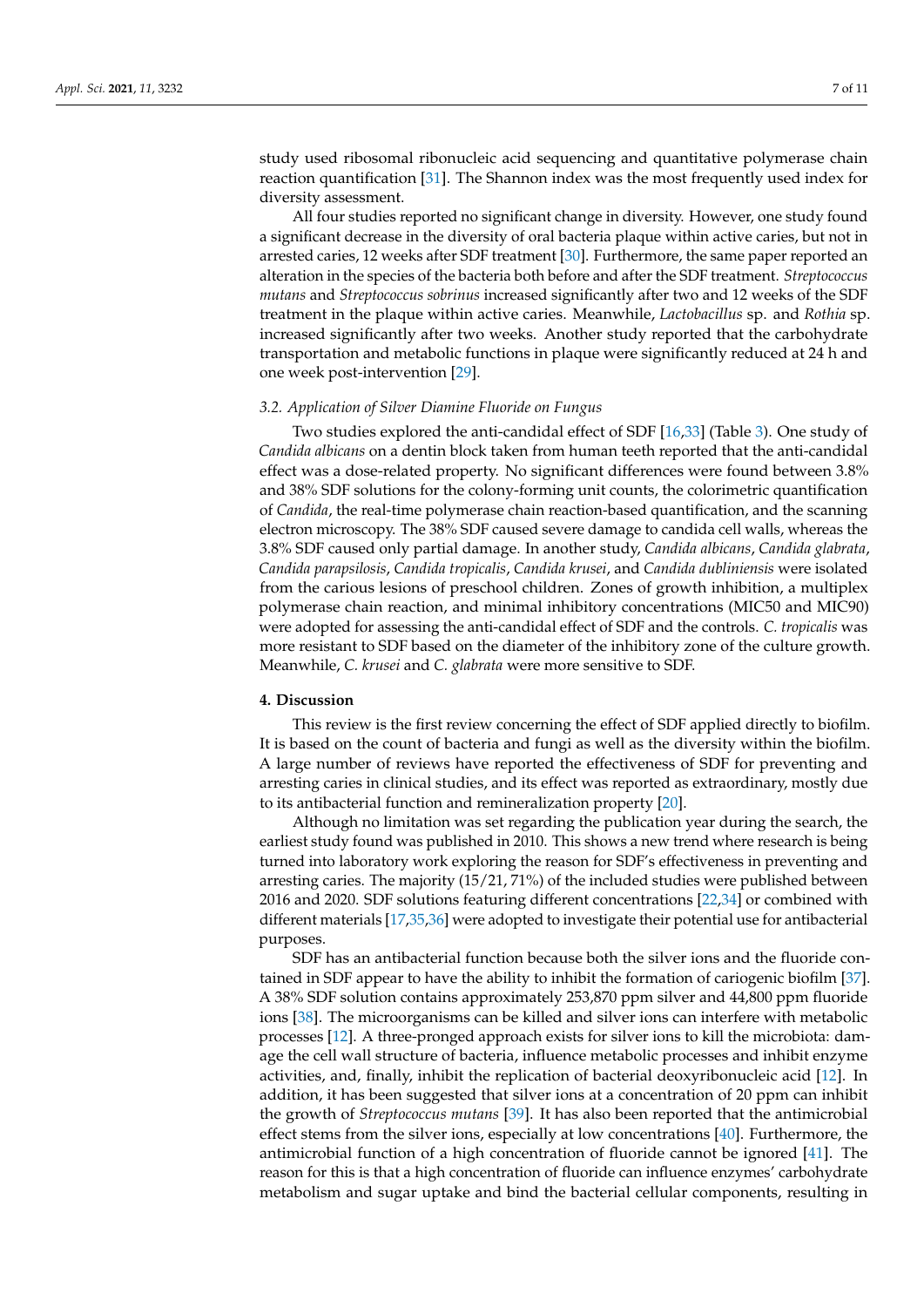study used ribosomal ribonucleic acid sequencing and quantitative polymerase chain reaction quantification [31]. The Shannon index was the most frequently used index for diversity assessment.

All four studies reported no significant change in diversity. However, one study found a significant decrease in the diversity of oral bacteria plaque within active caries, but not in arrested caries, 12 weeks after SDF treatment [30]. Furthermore, the same paper reported an alteration in the species of the bacteria both before and after the SDF treatment. *Streptococcus mutans* and *Streptococcus sobrinus* increased significantly after two and 12 weeks of the SDF treatment in the plaque within active caries. Meanwhile, *Lactobacillus* sp. and *Rothia* sp. increased significantly after two weeks. Another study reported that the carbohydrate transportation and metabolic functions in plaque were significantly reduced at 24 h and one week post-intervention [29].

### 3.2. Application of Silver Diamine Fluoride on Fungus

Two studies explored the anti-candidal effect of SDF [16,33] (Table 3). One study of *Candida albicans* on a dentin block taken from human teeth reported that the anti-candidal effect was a dose-related property. No significant differences were found between 3.8% and 38% SDF solutions for the colony-forming unit counts, the colorimetric quantification of *Candida*, the real-time polymerase chain reaction-based quantification, and the scanning electron microscopy. The 38% SDF caused severe damage to candida cell walls, whereas the 3.8% SDF caused only partial damage. In another study, *Candida albicans*, *Candida glabrata*, *Candida parapsilosis*, *Candida tropicalis*, *Candida krusei*, and *Candida dubliniensis* were isolated from the carious lesions of preschool children. Zones of growth inhibition, a multiplex polymerase chain reaction, and minimal inhibitory concentrations (MIC50 and MIC90) were adopted for assessing the anti-candidal effect of SDF and the controls. *C. tropicalis* was more resistant to SDF based on the diameter of the inhibitory zone of the culture growth. Meanwhile, *C. krusei* and *C. glabrata* were more sensitive to SDF.

## 4. Discussion

This review is the first review concerning the effect of SDF applied directly to biofilm. It is based on the count of bacteria and fungi as well as the diversity within the biofilm. A large number of reviews have reported the effectiveness of SDF for preventing and arresting caries in clinical studies, and its effect was reported as extraordinary, mostly due to its antibacterial function and remineralization property [20].

Although no limitation was set regarding the publication year during the search, the earliest study found was published in 2010. This shows a new trend where research is being turned into laboratory work exploring the reason for SDF's effectiveness in preventing and arresting caries. The majority (15/21, 71%) of the included studies were published between 2016 and 2020. SDF solutions featuring different concentrations [22,34] or combined with different materials [17,35,36] were adopted to investigate their potential use for antibacterial purposes.

SDF has an antibacterial function because both the silver ions and the fluoride contained in SDF appear to have the ability to inhibit the formation of cariogenic biofilm [37]. A 38% SDF solution contains approximately 253,870 ppm silver and 44,800 ppm fluoride ions [38]. The microorganisms can be killed and silver ions can interfere with metabolic processes [12]. A three-pronged approach exists for silver ions to kill the microbiota: damage the cell wall structure of bacteria, influence metabolic processes and inhibit enzyme activities, and, finally, inhibit the replication of bacterial deoxyribonucleic acid [12]. In addition, it has been suggested that silver ions at a concentration of 20 ppm can inhibit the growth of *Streptococcus mutans* [39]. It has also been reported that the antimicrobial effect stems from the silver ions, especially at low concentrations [40]. Furthermore, the antimicrobial function of a high concentration of fluoride cannot be ignored [41]. The reason for this is that a high concentration of fluoride can influence enzymes' carbohydrate metabolism and sugar uptake and bind the bacterial cellular components, resulting in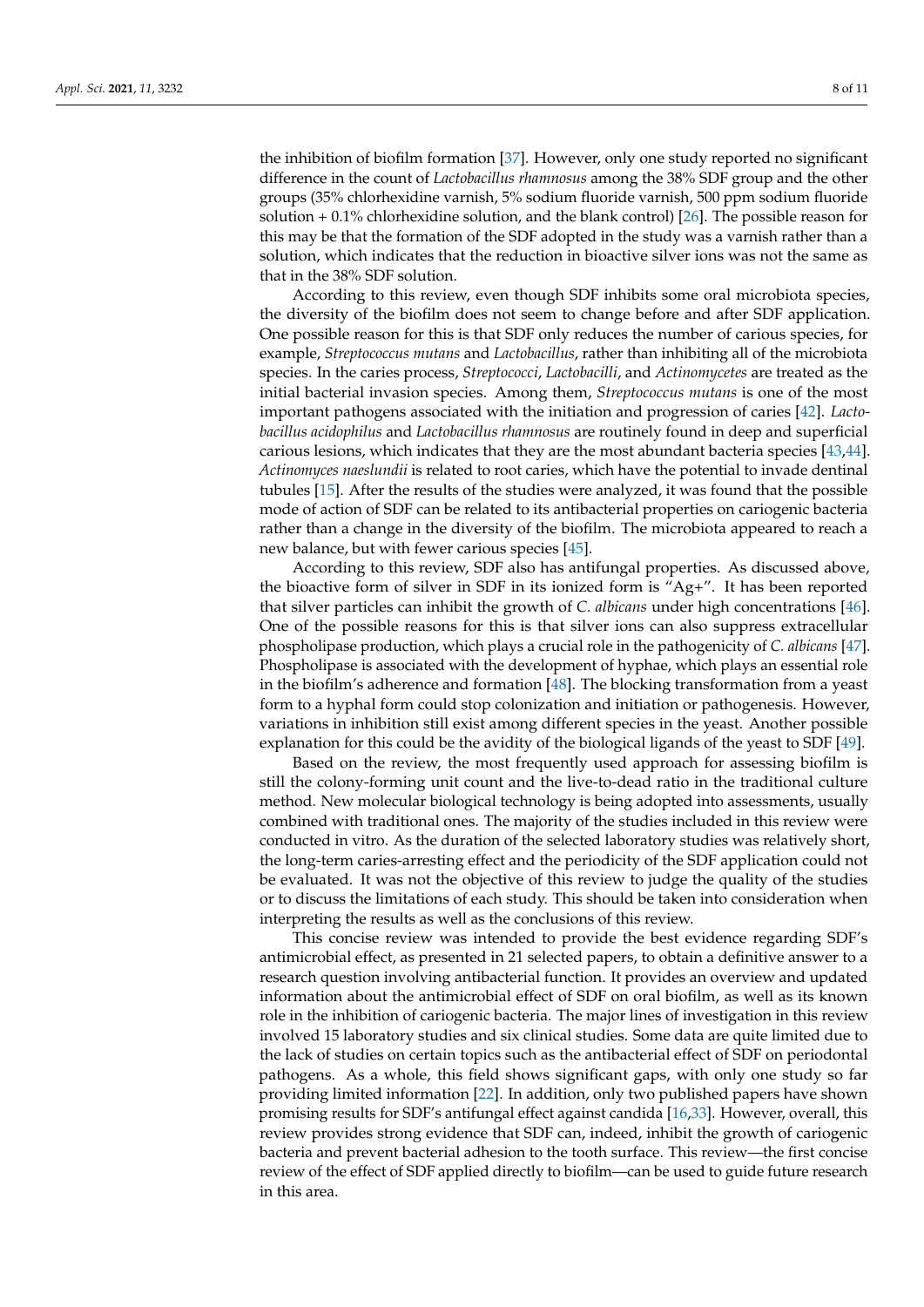the inhibition of biofilm formation [37]. However, only one study reported no significant difference in the count of *Lactobacillus rhamnosus* among the 38% SDF group and the other groups (35% chlorhexidine varnish, 5% sodium fluoride varnish, 500 ppm sodium fluoride solution + 0.1% chlorhexidine solution, and the blank control) [26]. The possible reason for this may be that the formation of the SDF adopted in the study was a varnish rather than a solution, which indicates that the reduction in bioactive silver ions was not the same as that in the 38% SDF solution.

According to this review, even though SDF inhibits some oral microbiota species, the diversity of the biofilm does not seem to change before and after SDF application. One possible reason for this is that SDF only reduces the number of carious species, for example, *Streptococcus mutans* and *Lactobacillus*, rather than inhibiting all of the microbiota species. In the caries process, *Streptococci*, *Lactobacilli*, and *Actinomycetes* are treated as the initial bacterial invasion species. Among them, *Streptococcus mutans* is one of the most important pathogens associated with the initiation and progression of caries [42]. *Lactobacillus acidophilus* and *Lactobacillus rhamnosus* are routinely found in deep and superficial carious lesions, which indicates that they are the most abundant bacteria species [43,44]. *Actinomyces naeslundii* is related to root caries, which have the potential to invade dentinal tubules [15]. After the results of the studies were analyzed, it was found that the possible mode of action of SDF can be related to its antibacterial properties on cariogenic bacteria rather than a change in the diversity of the biofilm. The microbiota appeared to reach a new balance, but with fewer carious species [45].

According to this review, SDF also has antifungal properties. As discussed above, the bioactive form of silver in SDF in its ionized form is "$Ag^+$". It has been reported that silver particles can inhibit the growth of *C. albicans* under high concentrations [46]. One of the possible reasons for this is that silver ions can also suppress extracellular phospholipase production, which plays a crucial role in the pathogenicity of *C. albicans* [47]. Phospholipase is associated with the development of hyphae, which plays an essential role in the biofilm's adherence and formation [48]. The blocking transformation from a yeast form to a hyphal form could stop colonization and initiation or pathogenesis. However, variations in inhibition still exist among different species in the yeast. Another possible explanation for this could be the avidity of the biological ligands of the yeast to SDF [49].

Based on the review, the most frequently used approach for assessing biofilm is still the colony-forming unit count and the live-to-dead ratio in the traditional culture method. New molecular biological technology is being adopted into assessments, usually combined with traditional ones. The majority of the studies included in this review were conducted in vitro. As the duration of the selected laboratory studies was relatively short, the long-term caries-arresting effect and the periodicity of the SDF application could not be evaluated. It was not the objective of this review to judge the quality of the studies or to discuss the limitations of each study. This should be taken into consideration when interpreting the results as well as the conclusions of this review.

This concise review was intended to provide the best evidence regarding SDF's antimicrobial effect, as presented in 21 selected papers, to obtain a definitive answer to a research question involving antibacterial function. It provides an overview and updated information about the antimicrobial effect of SDF on oral biofilm, as well as its known role in the inhibition of cariogenic bacteria. The major lines of investigation in this review involved 15 laboratory studies and six clinical studies. Some data are quite limited due to the lack of studies on certain topics such as the antibacterial effect of SDF on periodontal pathogens. As a whole, this field shows significant gaps, with only one study so far providing limited information [22]. In addition, only two published papers have shown promising results for SDF's antifungal effect against candida [16,33]. However, overall, this review provides strong evidence that SDF can, indeed, inhibit the growth of cariogenic bacteria and prevent bacterial adhesion to the tooth surface. This review—the first concise review of the effect of SDF applied directly to biofilm—can be used to guide future research in this area.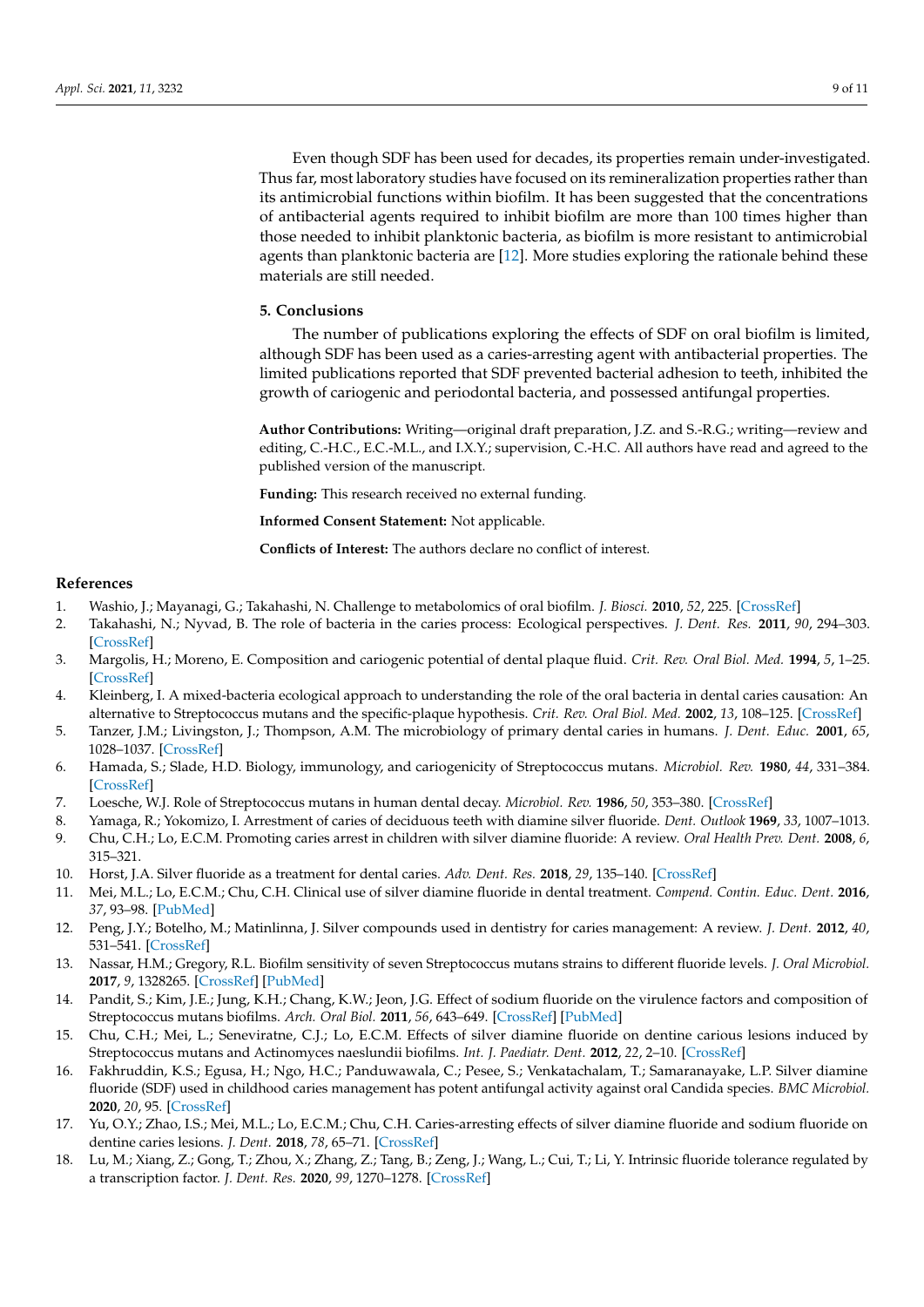Even though SDF has been used for decades, its properties remain under-investigated. Thus far, most laboratory studies have focused on its remineralization properties rather than its antimicrobial functions within biofilm. It has been suggested that the concentrations of antibacterial agents required to inhibit biofilm are more than 100 times higher than those needed to inhibit planktonic bacteria, as biofilm is more resistant to antimicrobial agents than planktonic bacteria are [12]. More studies exploring the rationale behind these materials are still needed.

## 5. Conclusions

The number of publications exploring the effects of SDF on oral biofilm is limited, although SDF has been used as a caries-arresting agent with antibacterial properties. The limited publications reported that SDF prevented bacterial adhesion to teeth, inhibited the growth of cariogenic and periodontal bacteria, and possessed antifungal properties.

**Author Contributions:** Writing—original draft preparation, J.Z. and S.-R.G.; writing—review and editing, C.-H.C., E.C.-M.L., and I.X.Y.; supervision, C.-H.C. All authors have read and agreed to the published version of the manuscript.

**Funding:** This research received no external funding.

**Informed Consent Statement:** Not applicable.

**Conflicts of Interest:** The authors declare no conflict of interest.

## References

1. Washio, J.; Mayanagi, G.; Takahashi, N. Challenge to metabolomics of oral biofilm. *J. Biosci.* **2010**, *52*, 225. [CrossRef]
2. Takahashi, N.; Nyvad, B. The role of bacteria in the caries process: Ecological perspectives. *J. Dent. Res.* **2011**, *90*, 294–303. [CrossRef]
3. Margolis, H.; Moreno, E. Composition and cariogenic potential of dental plaque fluid. *Crit. Rev. Oral Biol. Med.* **1994**, *5*, 1–25. [CrossRef]
4. Kleinberg, I. A mixed-bacteria ecological approach to understanding the role of the oral bacteria in dental caries causation: An alternative to Streptococcus mutans and the specific-plaque hypothesis. *Crit. Rev. Oral Biol. Med.* **2002**, *13*, 108–125. [CrossRef]
5. Tanzer, J.M.; Livingston, J.; Thompson, A.M. The microbiology of primary dental caries in humans. *J. Dent. Educ.* **2001**, *65*, 1028–1037. [CrossRef]
6. Hamada, S.; Slade, H.D. Biology, immunology, and cariogenicity of Streptococcus mutans. *Microbiol. Rev.* **1980**, *44*, 331–384. [CrossRef]
7. Loesche, W.J. Role of Streptococcus mutans in human dental decay. *Microbiol. Rev.* **1986**, *50*, 353–380. [CrossRef]
8. Yamaga, R.; Yokomizo, I. Arrestment of caries of deciduous teeth with diamine silver fluoride. *Dent. Outlook* **1969**, *33*, 1007–1013.
9. Chu, C.H.; Lo, E.C.M. Promoting caries arrest in children with silver diamine fluoride: A review. *Oral Health Prev. Dent.* **2008**, *6*, 315–321.
10. Horst, J.A. Silver fluoride as a treatment for dental caries. *Adv. Dent. Res.* **2018**, *29*, 135–140. [CrossRef]
11. Mei, M.L.; Lo, E.C.M.; Chu, C.H. Clinical use of silver diamine fluoride in dental treatment. *Compend. Contin. Educ. Dent.* **2016**, *37*, 93–98. [PubMed]
12. Peng, J.Y.; Botelho, M.; Matinlinna, J. Silver compounds used in dentistry for caries management: A review. *J. Dent.* **2012**, *40*, 531–541. [CrossRef]
13. Nassar, H.M.; Gregory, R.L. Biofilm sensitivity of seven Streptococcus mutans strains to different fluoride levels. *J. Oral Microbiol.* **2017**, *9*, 1328265. [CrossRef] [PubMed]
14. Pandit, S.; Kim, J.E.; Jung, K.H.; Chang, K.W.; Jeon, J.G. Effect of sodium fluoride on the virulence factors and composition of Streptococcus mutans biofilms. *Arch. Oral Biol.* **2011**, *56*, 643–649. [CrossRef] [PubMed]
15. Chu, C.H.; Mei, L.; Seneviratne, C.J.; Lo, E.C.M. Effects of silver diamine fluoride on dentine carious lesions induced by Streptococcus mutans and Actinomyces naeslundii biofilms. *Int. J. Paediatr. Dent.* **2012**, *22*, 2–10. [CrossRef]
16. Fakhruddin, K.S.; Egusa, H.; Ngo, H.C.; Panduwawala, C.; Pesee, S.; Venkatachalam, T.; Samaranayake, L.P. Silver diamine fluoride (SDF) used in childhood caries management has potent antifungal activity against oral Candida species. *BMC Microbiol.* **2020**, *20*, 95. [CrossRef]
17. Yu, O.Y.; Zhao, I.S.; Mei, M.L.; Lo, E.C.M.; Chu, C.H. Caries-arresting effects of silver diamine fluoride and sodium fluoride on dentine caries lesions. *J. Dent.* **2018**, *78*, 65–71. [CrossRef]
18. Lu, M.; Xiang, Z.; Gong, T.; Zhou, X.; Zhang, Z.; Tang, B.; Zeng, J.; Wang, L.; Cui, T.; Li, Y. Intrinsic fluoride tolerance regulated by a transcription factor. *J. Dent. Res.* **2020**, *99*, 1270–1278. [CrossRef]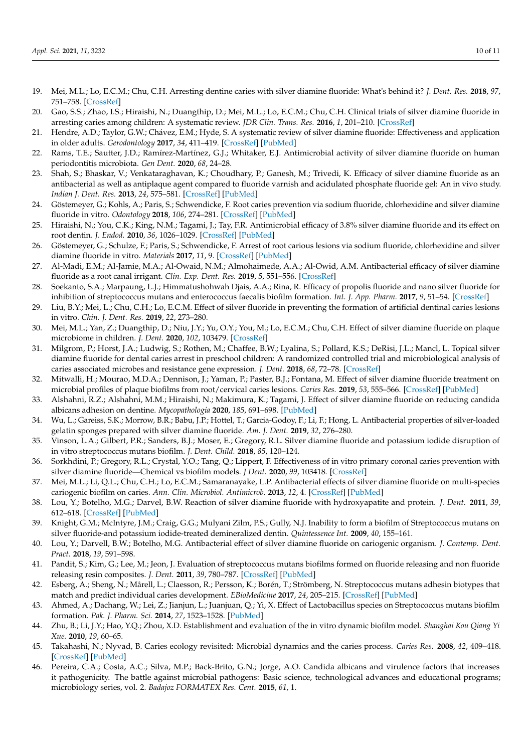19. Mei, M.L.; Lo, E.C.M.; Chu, C.H. Arresting dentine caries with silver diamine fluoride: What's behind it? *J. Dent. Res.* **2018**, *97*, 751–758. [CrossRef]
20. Gao, S.S.; Zhao, I.S.; Hiraishi, N.; Duangthip, D.; Mei, M.L.; Lo, E.C.M.; Chu, C.H. Clinical trials of silver diamine fluoride in arresting caries among children: A systematic review. *JDR Clin. Trans. Res.* **2016**, *1*, 201–210. [CrossRef]
21. Hendre, A.D.; Taylor, G.W.; Chávez, E.M.; Hyde, S. A systematic review of silver diamine fluoride: Effectiveness and application in older adults. *Gerodontology* **2017**, *34*, 411–419. [CrossRef] [PubMed]
22. Rams, T.E.; Sautter, J.D.; Ramírez-Martínez, G.J.; Whitaker, E.J. Antimicrobial activity of silver diamine fluoride on human periodontitis microbiota. *Gen Dent.* **2020**, *68*, 24–28.
23. Shah, S.; Bhaskar, V.; Venkataraghavan, K.; Choudhary, P.; Ganesh, M.; Trivedi, K. Efficacy of silver diamine fluoride as an antibacterial as well as antiplaque agent compared to fluoride varnish and acidulated phosphate fluoride gel: An in vivo study. *Indian J. Dent. Res.* **2013**, *24*, 575–581. [CrossRef] [PubMed]
24. Göstemeyer, G.; Kohls, A.; Paris, S.; Schwendicke, F. Root caries prevention via sodium fluoride, chlorhexidine and silver diamine fluoride in vitro. *Odontology* **2018**, *106*, 274–281. [CrossRef] [PubMed]
25. Hiraishi, N.; You, C.K.; King, N.M.; Tagami, J.; Tay, F.R. Antimicrobial efficacy of 3.8% silver diamine fluoride and its effect on root dentin. *J. Endod.* **2010**, *36*, 1026–1029. [CrossRef] [PubMed]
26. Göstemeyer, G.; Schulze, F.; Paris, S.; Schwendicke, F. Arrest of root carious lesions via sodium fluoride, chlorhexidine and silver diamine fluoride in vitro. *Materials* **2017**, *11*, 9. [CrossRef] [PubMed]
27. Al-Madi, E.M.; Al-Jamie, M.A.; Al-Owaid, N.M.; Almohaimede, A.A.; Al-Owid, A.M. Antibacterial efficacy of silver diamine fluoride as a root canal irrigant. *Clin. Exp. Dent. Res.* **2019**, *5*, 551–556. [CrossRef]
28. Soekanto, S.A.; Marpaung, L.J.; Himmatushohwah Djais, A.A.; Rina, R. Efficacy of propolis fluoride and nano silver fluoride for inhibition of streptococcus mutans and enterococcus faecalis biofilm formation. *Int. J. App. Pharm.* **2017**, *9*, 51–54. [CrossRef]
29. Liu, B.Y.; Mei, L.; Chu, C.H.; Lo, E.C.M. Effect of silver fluoride in preventing the formation of artificial dentinal caries lesions in vitro. *Chin. J. Dent. Res.* **2019**, *22*, 273–280.
30. Mei, M.L.; Yan, Z.; Duangthip, D.; Niu, J.Y.; Yu, O.Y.; You, M.; Lo, E.C.M.; Chu, C.H. Effect of silver diamine fluoride on plaque microbiome in children. *J. Dent.* **2020**, *102*, 103479. [CrossRef]
31. Milgrom, P.; Horst, J.A.; Ludwig, S.; Rothen, M.; Chaffee, B.W.; Lyalina, S.; Pollard, K.S.; DeRisi, J.L.; Mancl, L. Topical silver diamine fluoride for dental caries arrest in preschool children: A randomized controlled trial and microbiological analysis of caries associated microbes and resistance gene expression. *J. Dent.* **2018**, *68*, 72–78. [CrossRef]
32. Mitwalli, H.; Mourao, M.D.A.; Dennison, J.; Yaman, P.; Paster, B.J.; Fontana, M. Effect of silver diamine fluoride treatment on microbial profiles of plaque biofilms from root/cervical caries lesions. *Caries Res.* **2019**, *53*, 555–566. [CrossRef] [PubMed]
33. Alshahni, R.Z.; Alshahni, M.M.; Hiraishi, N.; Makimura, K.; Tagami, J. Effect of silver diamine fluoride on reducing candida albicans adhesion on dentine. *Mycopathologia* **2020**, *185*, 691–698. [PubMed]
34. Wu, L.; Gareiss, S.K.; Morrow, B.R.; Babu, J.P.; Hottel, T.; Garcia-Godoy, F.; Li, F.; Hong, L. Antibacterial properties of silver-loaded gelatin sponges prepared with silver diamine fluoride. *Am. J. Dent.* **2019**, *32*, 276–280.
35. Vinson, L.A.; Gilbert, P.R.; Sanders, B.J.; Moser, E.; Gregory, R.L. Silver diamine fluoride and potassium iodide disruption of in vitro streptococcus mutans biofilm. *J. Dent. Child.* **2018**, *85*, 120–124.
36. Sorkhdini, P.; Gregory, R.L.; Crystal, Y.O.; Tang, Q.; Lippert, F. Effectiveness of in vitro primary coronal caries prevention with silver diamine fluoride—Chemical vs biofilm models. *J Dent.* **2020**, *99*, 103418. [CrossRef]
37. Mei, M.L.; Li, Q.L.; Chu, C.H.; Lo, E.C.M.; Samaranayake, L.P. Antibacterial effects of silver diamine fluoride on multi-species cariogenic biofilm on caries. *Ann. Clin. Microbiol. Antimicrob.* **2013**, *12*, 4. [CrossRef] [PubMed]
38. Lou, Y.; Botelho, M.G.; Darvel, B.W. Reaction of silver diamine fluoride with hydroxyapatite and protein. *J. Dent.* **2011**, *39*, 612–618. [CrossRef] [PubMed]
39. Knight, G.M.; McIntyre, J.M.; Craig, G.G.; Mulyani Zilm, P.S.; Gully, N.J. Inability to form a biofilm of Streptococcus mutans on silver fluoride-and potassium iodide-treated demineralized dentin. *Quintessence Int.* **2009**, *40*, 155–161.
40. Lou, Y.; Darvell, B.W.; Botelho, M.G. Antibacterial effect of silver diamine fluoride on cariogenic organism. *J. Contemp. Dent. Pract.* **2018**, *19*, 591–598.
41. Pandit, S.; Kim, G.; Lee, M.; Jeon, J. Evaluation of streptococcus mutans biofilms formed on fluoride releasing and non fluoride releasing resin composites. *J. Dent.* **2011**, *39*, 780–787. [CrossRef] [PubMed]
42. Esberg, A.; Sheng, N.; Mårell, L.; Claesson, R.; Persson, K.; Borén, T.; Strömberg, N. Streptococcus mutans adhesin biotypes that match and predict individual caries development. *EBioMedicine* **2017**, *24*, 205–215. [CrossRef] [PubMed]
43. Ahmed, A.; Dachang, W.; Lei, Z.; Jianjun, L.; Juanjuan, Q.; Yi, X. Effect of Lactobacillus species on Streptococcus mutans biofilm formation. *Pak. J. Pharm. Sci.* **2014**, *27*, 1523–1528. [PubMed]
44. Zhu, B.; Li, J.Y.; Hao, Y.Q.; Zhou, X.D. Establishment and evaluation of the in vitro dynamic biofilm model. *Shanghai Kou Qiang Yi Xue.* **2010**, *19*, 60–65.
45. Takahashi, N.; Nyvad, B. Caries ecology revisited: Microbial dynamics and the caries process. *Caries Res.* **2008**, *42*, 409–418. [CrossRef] [PubMed]
46. Pereira, C.A.; Costa, A.C.; Silva, M.P.; Back-Brito, G.N.; Jorge, A.O. Candida albicans and virulence factors that increases it pathogenicity. The battle against microbial pathogens: Basic science, technological advances and educational programs; microbiology series, vol. 2. *Badajoz FORMATEX Res. Cent.* **2015**, *61*, 1.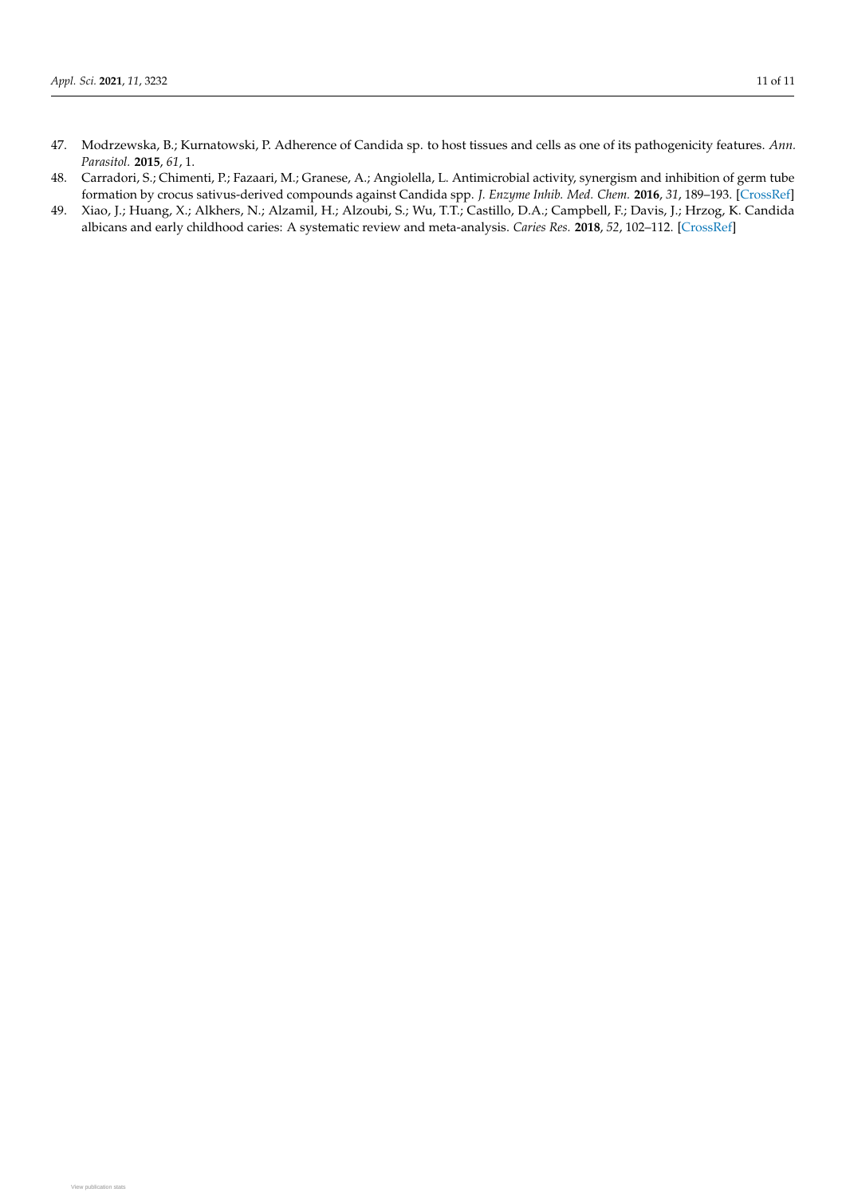47. Modrzewska, B.; Kurnatowski, P. Adherence of Candida sp. to host tissues and cells as one of its pathogenicity features. *Ann. Parasitol.* **2015**, *61*, 1.
48. Carradori, S.; Chimenti, P.; Fazaari, M.; Granese, A.; Angiolella, L. Antimicrobial activity, synergism and inhibition of germ tube formation by crocus sativus-derived compounds against Candida spp. *J. Enzyme Inhib. Med. Chem.* **2016**, *31*, 189–193. [CrossRef]
49. Xiao, J.; Huang, X.; Alkhers, N.; Alzamil, H.; Alzoubi, S.; Wu, T.T.; Castillo, D.A.; Campbell, F.; Davis, J.; Hrzog, K. Candida albicans and early childhood caries: A systematic review and meta-analysis. *Caries Res.* **2018**, *52*, 102–112. [CrossRef]